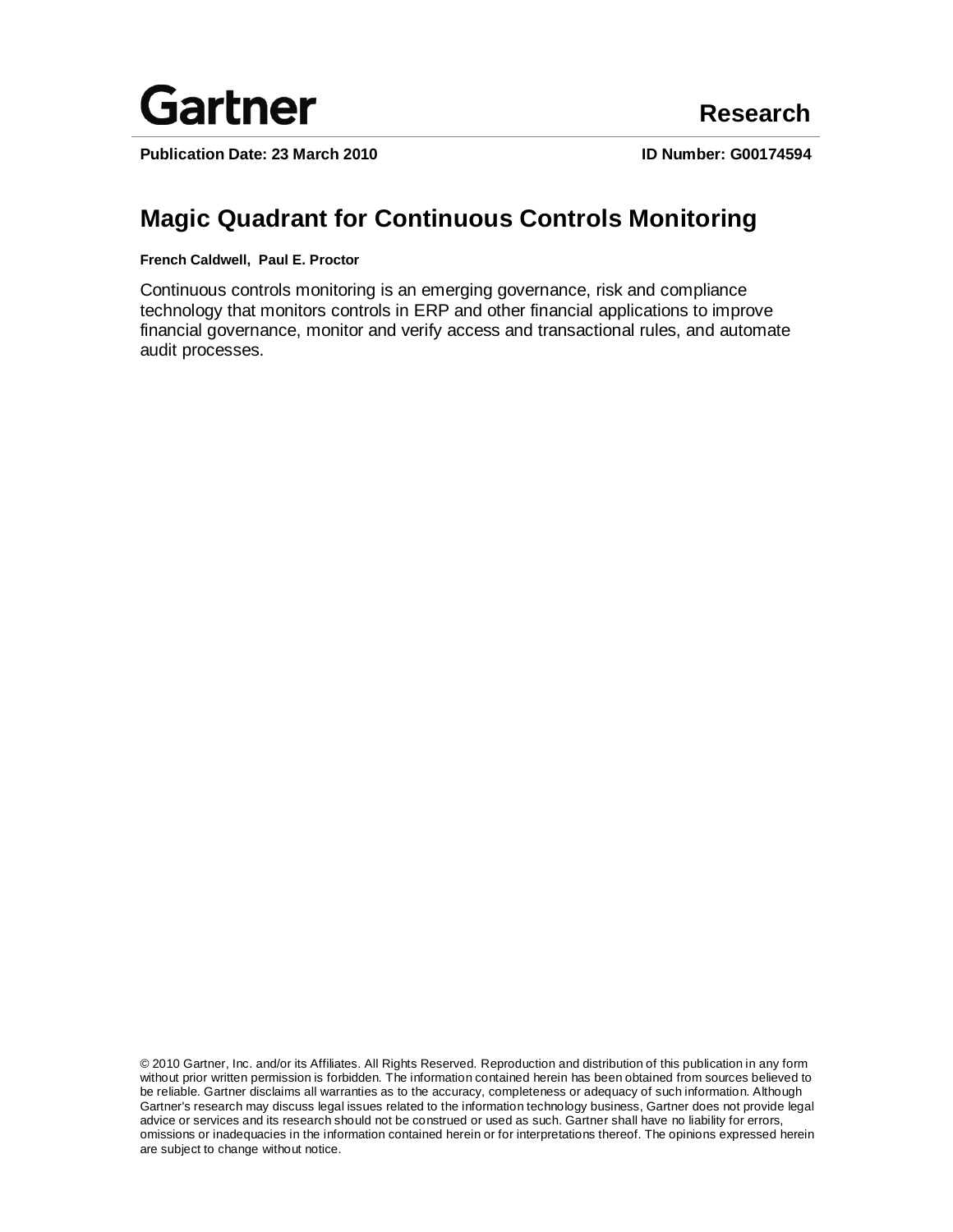Gartner

**Research**

**Publication Date: 23 March 2010** **ID Number: G00174594**

# Magic Quadrant for Continuous Controls Monitoring

**French Caldwell, Paul E. Proctor**

Continuous controls monitoring is an emerging governance, risk and compliance technology that monitors controls in ERP and other financial applications to improve financial governance, monitor and verify access and transactional rules, and automate audit processes.

© 2010 Gartner, Inc. and/or its Affiliates. All Rights Reserved. Reproduction and distribution of this publication in any form without prior written permission is forbidden. The information contained herein has been obtained from sources believed to be reliable. Gartner disclaims all warranties as to the accuracy, completeness or adequacy of such information. Although Gartner's research may discuss legal issues related to the information technology business, Gartner does not provide legal advice or services and its research should not be construed or used as such. Gartner shall have no liability for errors, omissions or inadequacies in the information contained herein or for interpretations thereof. The opinions expressed herein are subject to change without notice.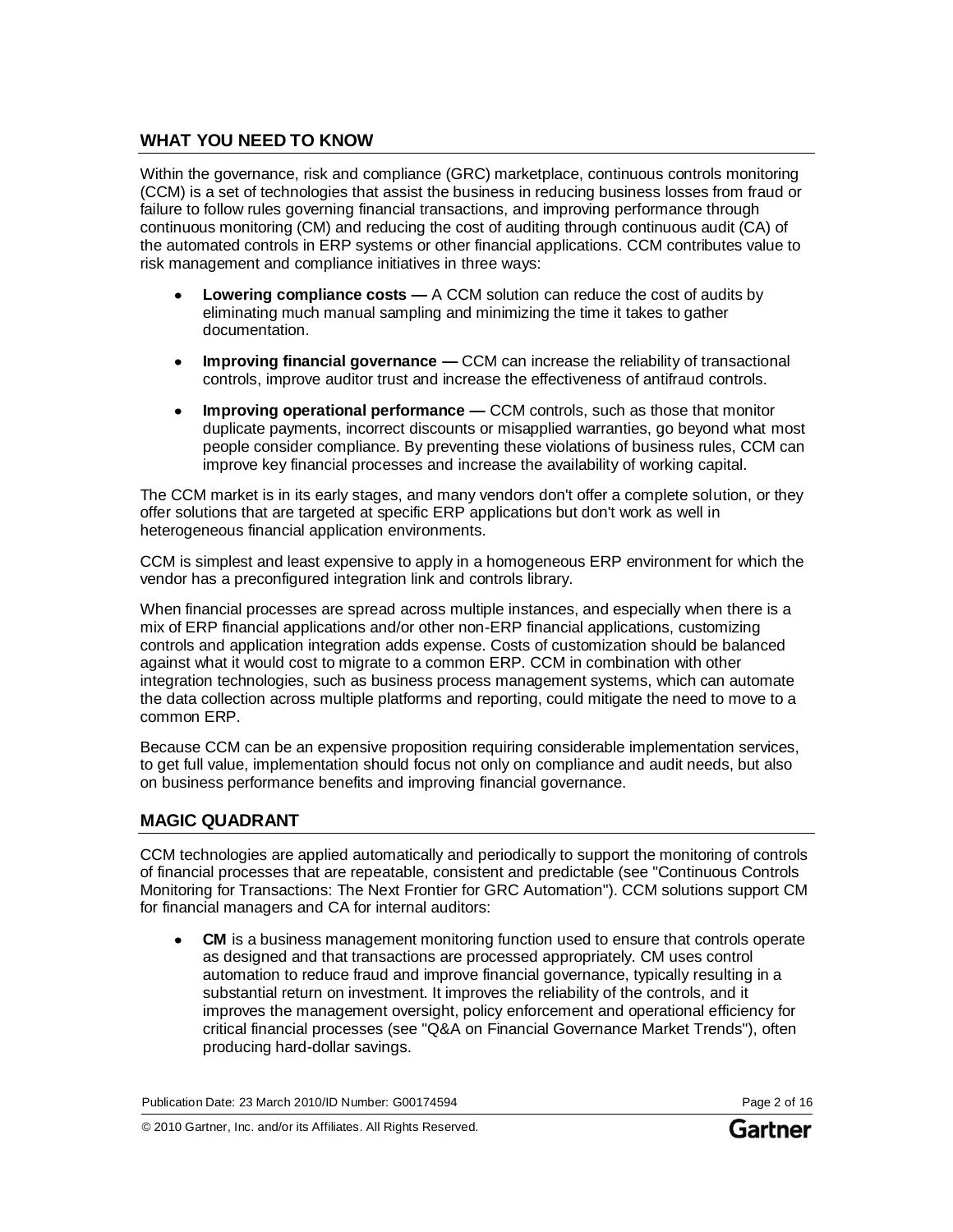## WHAT YOU NEED TO KNOW

Within the governance, risk and compliance (GRC) marketplace, continuous controls monitoring (CCM) is a set of technologies that assist the business in reducing business losses from fraud or failure to follow rules governing financial transactions, and improving performance through continuous monitoring (CM) and reducing the cost of auditing through continuous audit (CA) of the automated controls in ERP systems or other financial applications. CCM contributes value to risk management and compliance initiatives in three ways:

- **Lowering compliance costs —** A CCM solution can reduce the cost of audits by eliminating much manual sampling and minimizing the time it takes to gather documentation.
- **Improving financial governance —** CCM can increase the reliability of transactional controls, improve auditor trust and increase the effectiveness of antifraud controls.
- **Improving operational performance —** CCM controls, such as those that monitor duplicate payments, incorrect discounts or misapplied warranties, go beyond what most people consider compliance. By preventing these violations of business rules, CCM can improve key financial processes and increase the availability of working capital.

The CCM market is in its early stages, and many vendors don't offer a complete solution, or they offer solutions that are targeted at specific ERP applications but don't work as well in heterogeneous financial application environments.

CCM is simplest and least expensive to apply in a homogeneous ERP environment for which the vendor has a preconfigured integration link and controls library.

When financial processes are spread across multiple instances, and especially when there is a mix of ERP financial applications and/or other non-ERP financial applications, customizing controls and application integration adds expense. Costs of customization should be balanced against what it would cost to migrate to a common ERP. CCM in combination with other integration technologies, such as business process management systems, which can automate the data collection across multiple platforms and reporting, could mitigate the need to move to a common ERP.

Because CCM can be an expensive proposition requiring considerable implementation services, to get full value, implementation should focus not only on compliance and audit needs, but also on business performance benefits and improving financial governance.

## MAGIC QUADRANT

CCM technologies are applied automatically and periodically to support the monitoring of controls of financial processes that are repeatable, consistent and predictable (see "Continuous Controls Monitoring for Transactions: The Next Frontier for GRC Automation"). CCM solutions support CM for financial managers and CA for internal auditors:

- **CM** is a business management monitoring function used to ensure that controls operate as designed and that transactions are processed appropriately. CM uses control automation to reduce fraud and improve financial governance, typically resulting in a substantial return on investment. It improves the reliability of the controls, and it improves the management oversight, policy enforcement and operational efficiency for critical financial processes (see "Q&A on Financial Governance Market Trends"), often producing hard-dollar savings.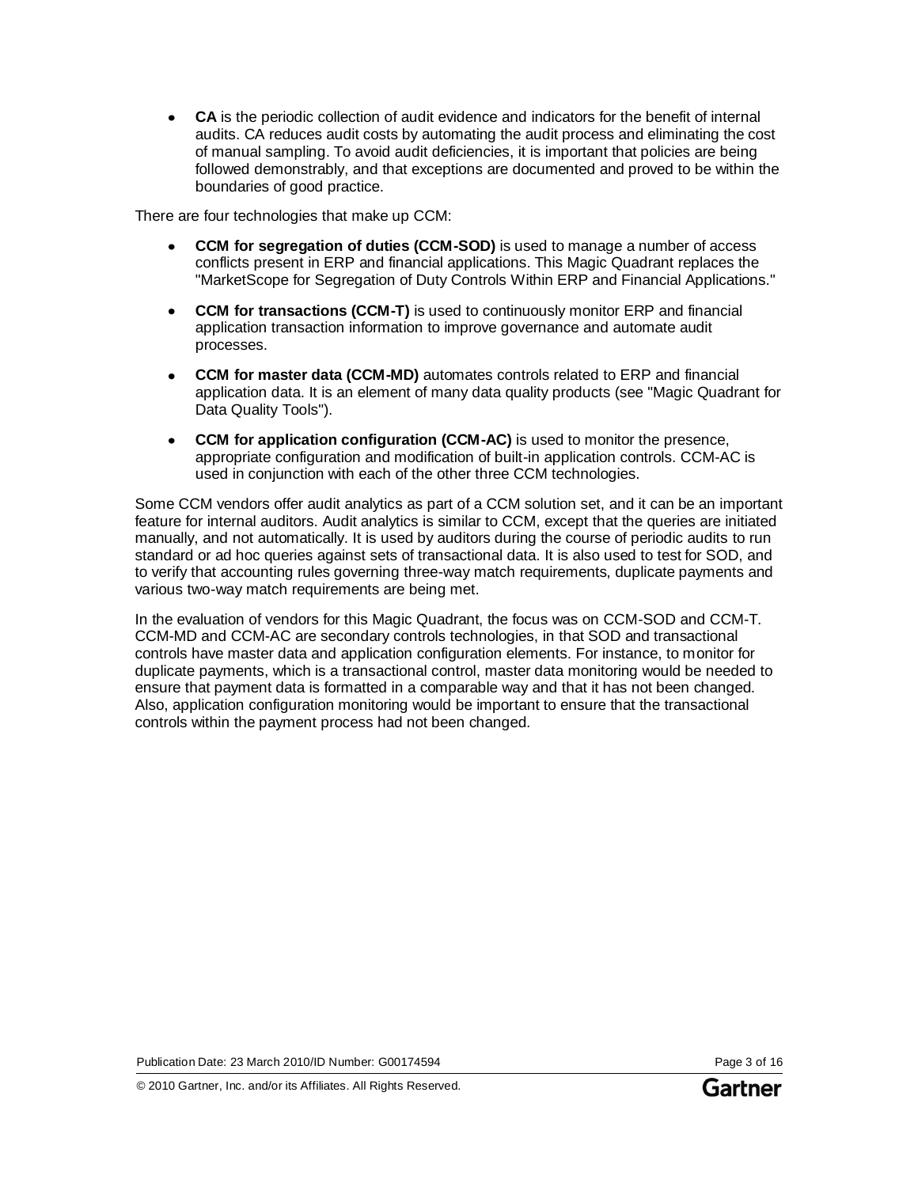- **CA** is the periodic collection of audit evidence and indicators for the benefit of internal audits. CA reduces audit costs by automating the audit process and eliminating the cost of manual sampling. To avoid audit deficiencies, it is important that policies are being followed demonstrably, and that exceptions are documented and proved to be within the boundaries of good practice.

There are four technologies that make up CCM:

- **CCM for segregation of duties (CCM-SOD)** is used to manage a number of access conflicts present in ERP and financial applications. This Magic Quadrant replaces the "MarketScope for Segregation of Duty Controls Within ERP and Financial Applications."
- **CCM for transactions (CCM-T)** is used to continuously monitor ERP and financial application transaction information to improve governance and automate audit processes.
- **CCM for master data (CCM-MD)** automates controls related to ERP and financial application data. It is an element of many data quality products (see "Magic Quadrant for Data Quality Tools").
- **CCM for application configuration (CCM-AC)** is used to monitor the presence, appropriate configuration and modification of built-in application controls. CCM-AC is used in conjunction with each of the other three CCM technologies.

Some CCM vendors offer audit analytics as part of a CCM solution set, and it can be an important feature for internal auditors. Audit analytics is similar to CCM, except that the queries are initiated manually, and not automatically. It is used by auditors during the course of periodic audits to run standard or ad hoc queries against sets of transactional data. It is also used to test for SOD, and to verify that accounting rules governing three-way match requirements, duplicate payments and various two-way match requirements are being met.

In the evaluation of vendors for this Magic Quadrant, the focus was on CCM-SOD and CCM-T. CCM-MD and CCM-AC are secondary controls technologies, in that SOD and transactional controls have master data and application configuration elements. For instance, to monitor for duplicate payments, which is a transactional control, master data monitoring would be needed to ensure that payment data is formatted in a comparable way and that it has not been changed. Also, application configuration monitoring would be important to ensure that the transactional controls within the payment process had not been changed.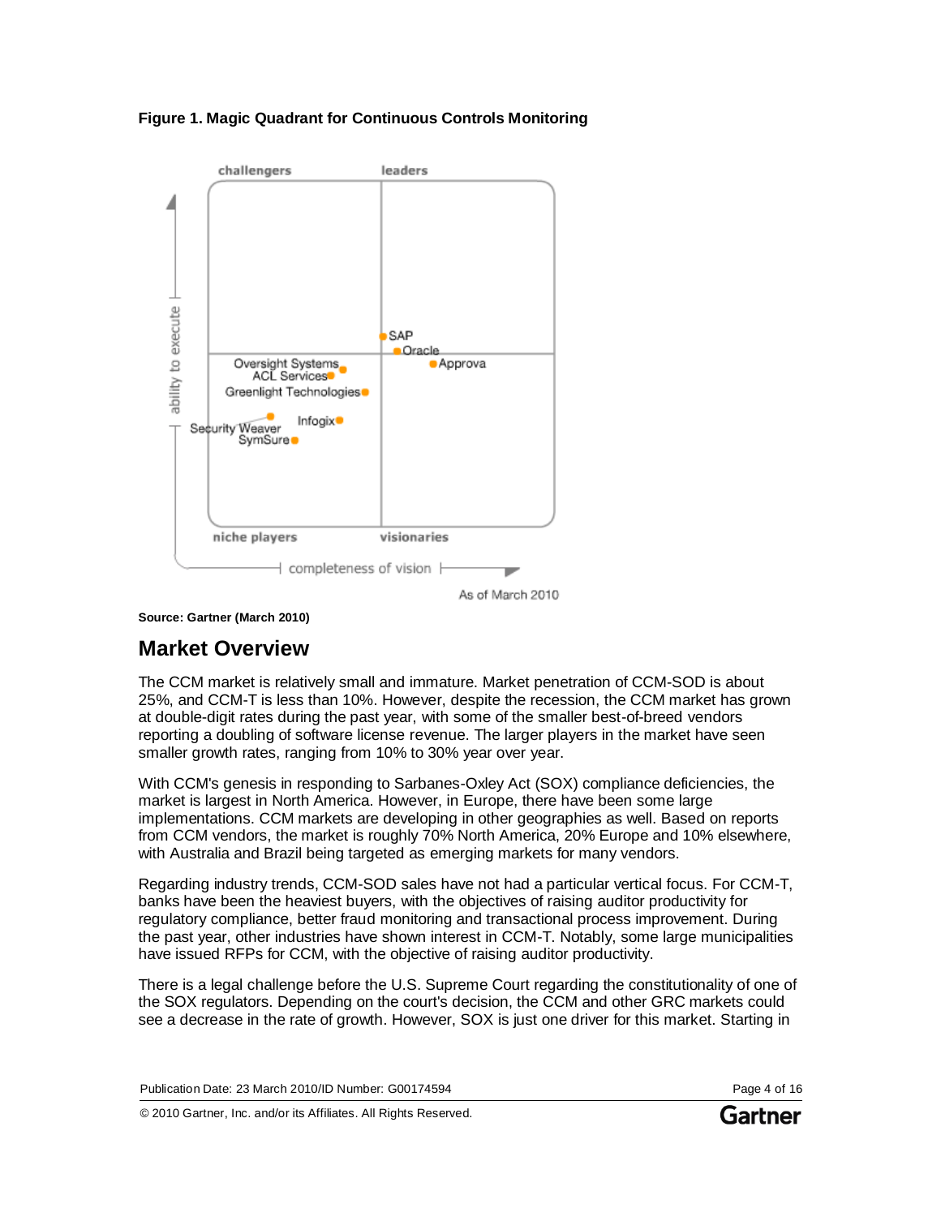**Figure 1. Magic Quadrant for Continuous Controls Monitoring**

**Source: Gartner (March 2010)**

## Market Overview

The CCM market is relatively small and immature. Market penetration of CCM-SOD is about 25%, and CCM-T is less than 10%. However, despite the recession, the CCM market has grown at double-digit rates during the past year, with some of the smaller best-of-breed vendors reporting a doubling of software license revenue. The larger players in the market have seen smaller growth rates, ranging from 10% to 30% year over year.

With CCM's genesis in responding to Sarbanes-Oxley Act (SOX) compliance deficiencies, the market is largest in North America. However, in Europe, there have been some large implementations. CCM markets are developing in other geographies as well. Based on reports from CCM vendors, the market is roughly 70% North America, 20% Europe and 10% elsewhere, with Australia and Brazil being targeted as emerging markets for many vendors.

Regarding industry trends, CCM-SOD sales have not had a particular vertical focus. For CCM-T, banks have been the heaviest buyers, with the objectives of raising auditor productivity for regulatory compliance, better fraud monitoring and transactional process improvement. During the past year, other industries have shown interest in CCM-T. Notably, some large municipalities have issued RFPs for CCM, with the objective of raising auditor productivity.

There is a legal challenge before the U.S. Supreme Court regarding the constitutionality of one of the SOX regulators. Depending on the court's decision, the CCM and other GRC markets could see a decrease in the rate of growth. However, SOX is just one driver for this market. Starting in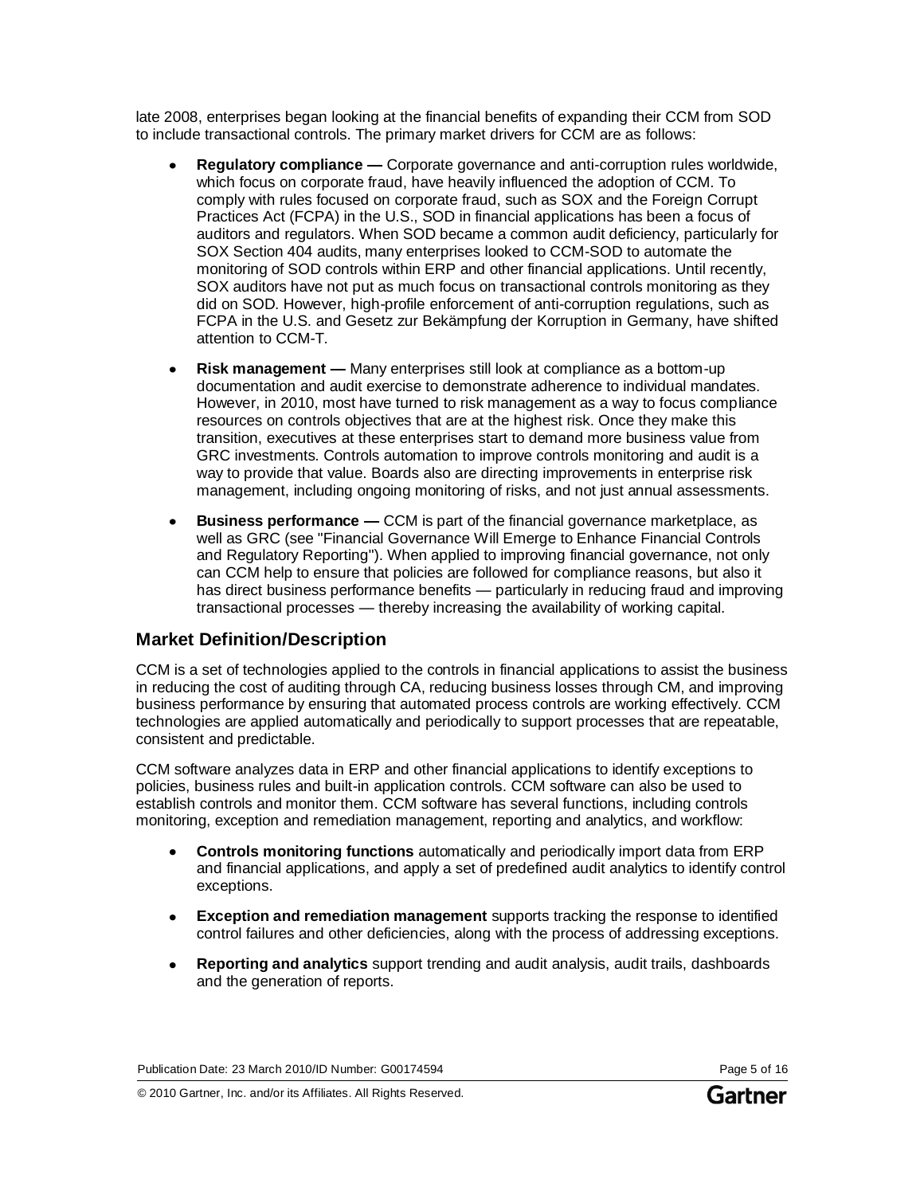late 2008, enterprises began looking at the financial benefits of expanding their CCM from SOD to include transactional controls. The primary market drivers for CCM are as follows:

- **Regulatory compliance —** Corporate governance and anti-corruption rules worldwide, which focus on corporate fraud, have heavily influenced the adoption of CCM. To comply with rules focused on corporate fraud, such as SOX and the Foreign Corrupt Practices Act (FCPA) in the U.S., SOD in financial applications has been a focus of auditors and regulators. When SOD became a common audit deficiency, particularly for SOX Section 404 audits, many enterprises looked to CCM-SOD to automate the monitoring of SOD controls within ERP and other financial applications. Until recently, SOX auditors have not put as much focus on transactional controls monitoring as they did on SOD. However, high-profile enforcement of anti-corruption regulations, such as FCPA in the U.S. and Gesetz zur Bekämpfung der Korruption in Germany, have shifted attention to CCM-T.

- **Risk management —** Many enterprises still look at compliance as a bottom-up documentation and audit exercise to demonstrate adherence to individual mandates. However, in 2010, most have turned to risk management as a way to focus compliance resources on controls objectives that are at the highest risk. Once they make this transition, executives at these enterprises start to demand more business value from GRC investments. Controls automation to improve controls monitoring and audit is a way to provide that value. Boards also are directing improvements in enterprise risk management, including ongoing monitoring of risks, and not just annual assessments.

- **Business performance —** CCM is part of the financial governance marketplace, as well as GRC (see "Financial Governance Will Emerge to Enhance Financial Controls and Regulatory Reporting"). When applied to improving financial governance, not only can CCM help to ensure that policies are followed for compliance reasons, but also it has direct business performance benefits — particularly in reducing fraud and improving transactional processes — thereby increasing the availability of working capital.

## Market Definition/Description

CCM is a set of technologies applied to the controls in financial applications to assist the business in reducing the cost of auditing through CA, reducing business losses through CM, and improving business performance by ensuring that automated process controls are working effectively. CCM technologies are applied automatically and periodically to support processes that are repeatable, consistent and predictable.

CCM software analyzes data in ERP and other financial applications to identify exceptions to policies, business rules and built-in application controls. CCM software can also be used to establish controls and monitor them. CCM software has several functions, including controls monitoring, exception and remediation management, reporting and analytics, and workflow:

- **Controls monitoring functions** automatically and periodically import data from ERP and financial applications, and apply a set of predefined audit analytics to identify control exceptions.

- **Exception and remediation management** supports tracking the response to identified control failures and other deficiencies, along with the process of addressing exceptions.

- **Reporting and analytics** support trending and audit analysis, audit trails, dashboards and the generation of reports.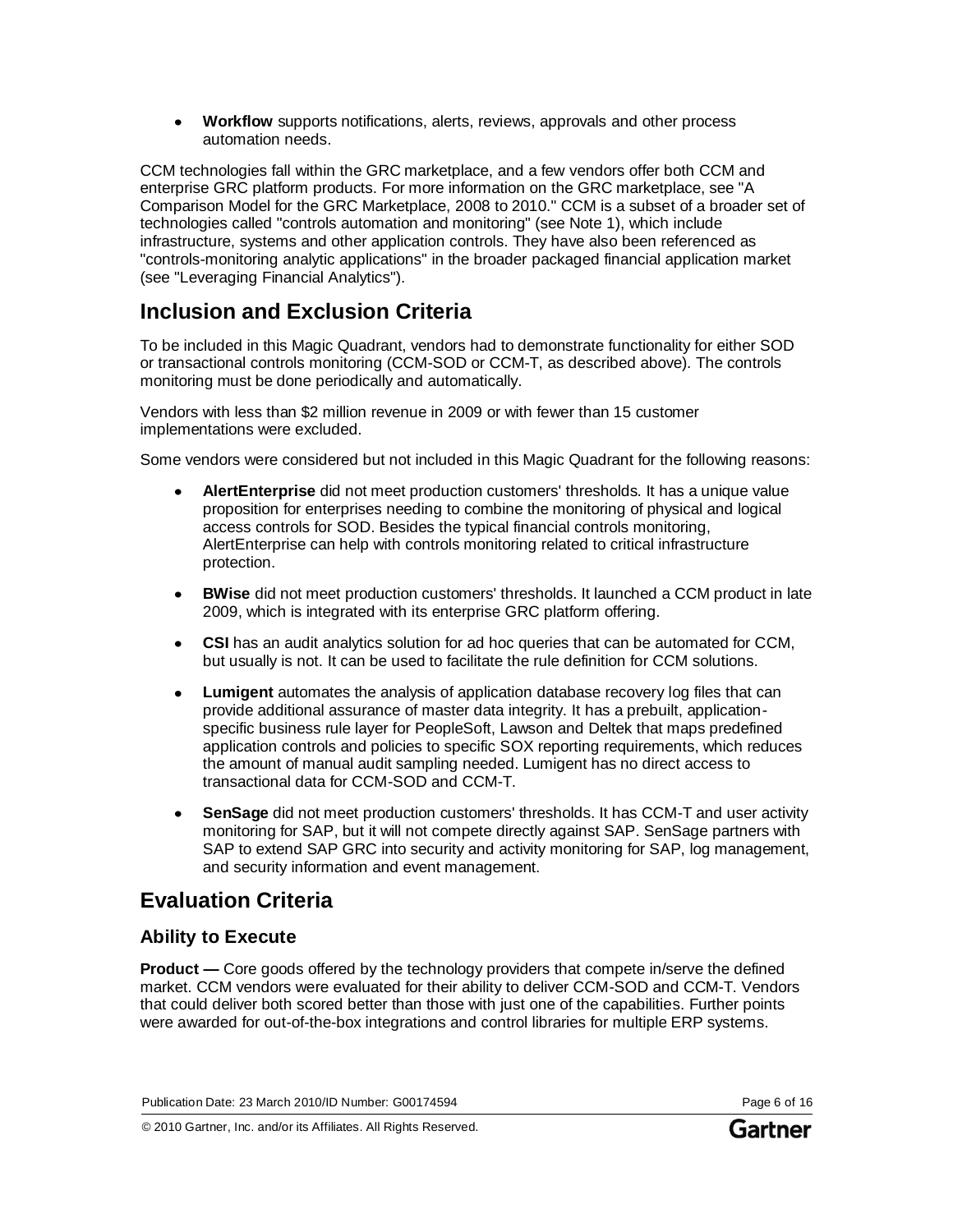- **Workflow** supports notifications, alerts, reviews, approvals and other process automation needs.

CCM technologies fall within the GRC marketplace, and a few vendors offer both CCM and enterprise GRC platform products. For more information on the GRC marketplace, see "A Comparison Model for the GRC Marketplace, 2008 to 2010." CCM is a subset of a broader set of technologies called "controls automation and monitoring" (see Note 1), which include infrastructure, systems and other application controls. They have also been referenced as "controls-monitoring analytic applications" in the broader packaged financial application market (see "Leveraging Financial Analytics").

## Inclusion and Exclusion Criteria

To be included in this Magic Quadrant, vendors had to demonstrate functionality for either SOD or transactional controls monitoring (CCM-SOD or CCM-T, as described above). The controls monitoring must be done periodically and automatically.

Vendors with less than $2 million revenue in 2009 or with fewer than 15 customer implementations were excluded.

Some vendors were considered but not included in this Magic Quadrant for the following reasons:

- **AlertEnterprise** did not meet production customers' thresholds. It has a unique value proposition for enterprises needing to combine the monitoring of physical and logical access controls for SOD. Besides the typical financial controls monitoring, AlertEnterprise can help with controls monitoring related to critical infrastructure protection.
- **BWise** did not meet production customers' thresholds. It launched a CCM product in late 2009, which is integrated with its enterprise GRC platform offering.
- **CSI** has an audit analytics solution for ad hoc queries that can be automated for CCM, but usually is not. It can be used to facilitate the rule definition for CCM solutions.
- **Lumigent** automates the analysis of application database recovery log files that can provide additional assurance of master data integrity. It has a prebuilt, application-specific business rule layer for PeopleSoft, Lawson and Deltek that maps predefined application controls and policies to specific SOX reporting requirements, which reduces the amount of manual audit sampling needed. Lumigent has no direct access to transactional data for CCM-SOD and CCM-T.
- **SenSage** did not meet production customers' thresholds. It has CCM-T and user activity monitoring for SAP, but it will not compete directly against SAP. SenSage partners with SAP to extend SAP GRC into security and activity monitoring for SAP, log management, and security information and event management.

## Evaluation Criteria

### Ability to Execute

**Product —** Core goods offered by the technology providers that compete in/serve the defined market. CCM vendors were evaluated for their ability to deliver CCM-SOD and CCM-T. Vendors that could deliver both scored better than those with just one of the capabilities. Further points were awarded for out-of-the-box integrations and control libraries for multiple ERP systems.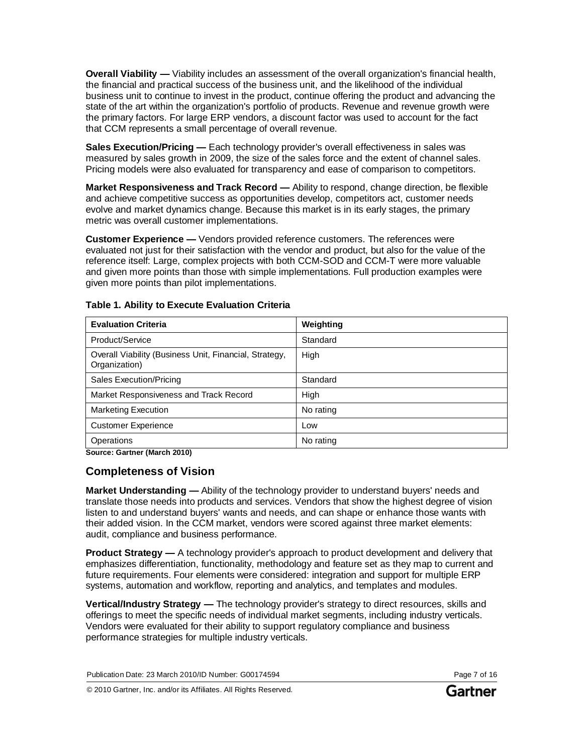**Overall Viability —** Viability includes an assessment of the overall organization's financial health, the financial and practical success of the business unit, and the likelihood of the individual business unit to continue to invest in the product, continue offering the product and advancing the state of the art within the organization's portfolio of products. Revenue and revenue growth were the primary factors. For large ERP vendors, a discount factor was used to account for the fact that CCM represents a small percentage of overall revenue.

**Sales Execution/Pricing —** Each technology provider's overall effectiveness in sales was measured by sales growth in 2009, the size of the sales force and the extent of channel sales. Pricing models were also evaluated for transparency and ease of comparison to competitors.

**Market Responsiveness and Track Record —** Ability to respond, change direction, be flexible and achieve competitive success as opportunities develop, competitors act, customer needs evolve and market dynamics change. Because this market is in its early stages, the primary metric was overall customer implementations.

**Customer Experience —** Vendors provided reference customers. The references were evaluated not just for their satisfaction with the vendor and product, but also for the value of the reference itself: Large, complex projects with both CCM-SOD and CCM-T were more valuable and given more points than those with simple implementations. Full production examples were given more points than pilot implementations.

**Table 1. Ability to Execute Evaluation Criteria**

| Evaluation Criteria | Weighting |
|---|---|
| Product/Service | Standard |
| Overall Viability (Business Unit, Financial, Strategy, Organization) | High |
| Sales Execution/Pricing | Standard |
| Market Responsiveness and Track Record | High |
| Marketing Execution | No rating |
| Customer Experience | Low |
| Operations | No rating |

**Source: Gartner (March 2010)**

## Completeness of Vision

**Market Understanding —** Ability of the technology provider to understand buyers' needs and translate those needs into products and services. Vendors that show the highest degree of vision listen to and understand buyers' wants and needs, and can shape or enhance those wants with their added vision. In the CCM market, vendors were scored against three market elements: audit, compliance and business performance.

**Product Strategy —** A technology provider's approach to product development and delivery that emphasizes differentiation, functionality, methodology and feature set as they map to current and future requirements. Four elements were considered: integration and support for multiple ERP systems, automation and workflow, reporting and analytics, and templates and modules.

**Vertical/Industry Strategy —** The technology provider's strategy to direct resources, skills and offerings to meet the specific needs of individual market segments, including industry verticals. Vendors were evaluated for their ability to support regulatory compliance and business performance strategies for multiple industry verticals.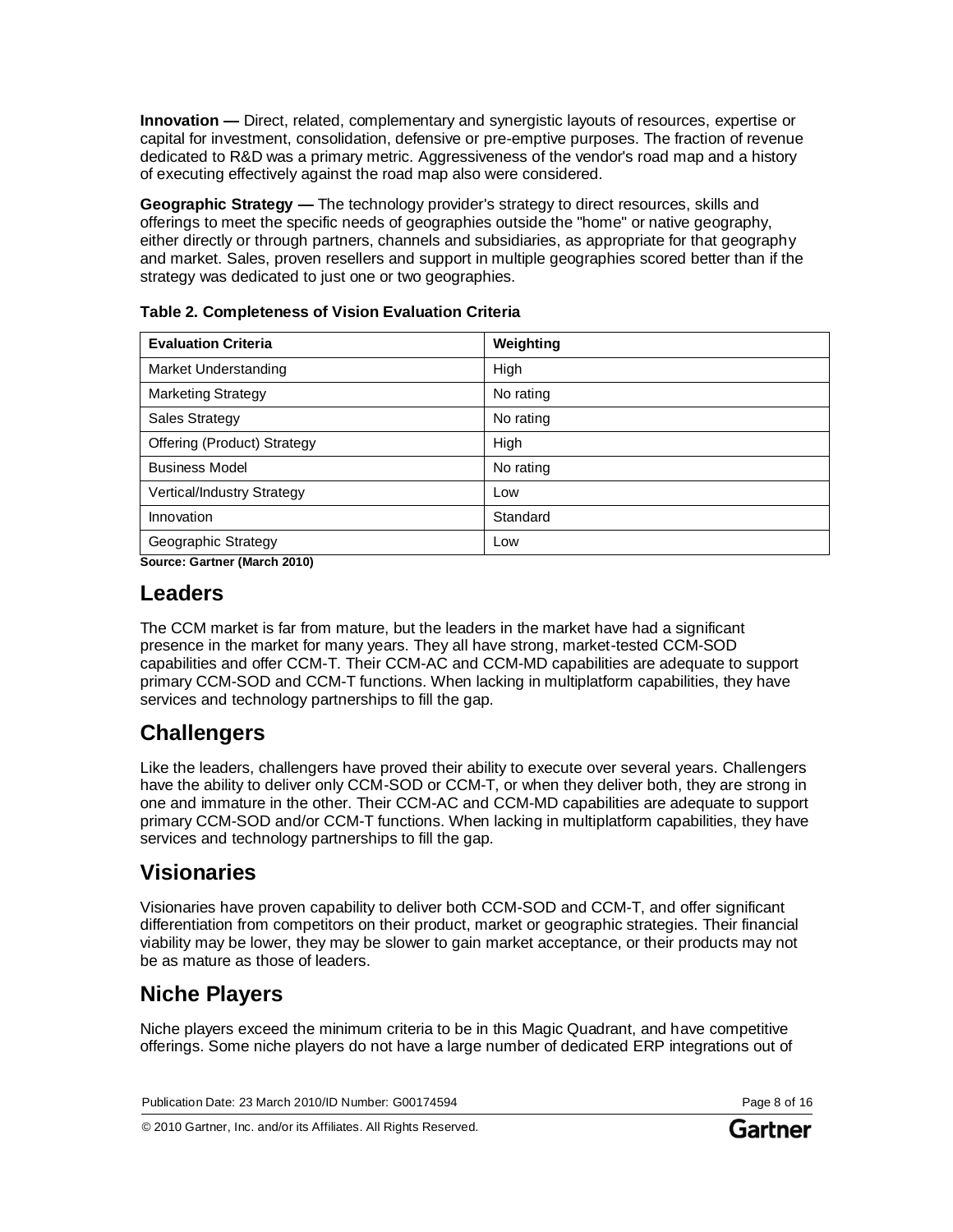**Innovation —** Direct, related, complementary and synergistic layouts of resources, expertise or capital for investment, consolidation, defensive or pre-emptive purposes. The fraction of revenue dedicated to R&D was a primary metric. Aggressiveness of the vendor's road map and a history of executing effectively against the road map also were considered.

**Geographic Strategy —** The technology provider's strategy to direct resources, skills and offerings to meet the specific needs of geographies outside the "home" or native geography, either directly or through partners, channels and subsidiaries, as appropriate for that geography and market. Sales, proven resellers and support in multiple geographies scored better than if the strategy was dedicated to just one or two geographies.

**Table 2. Completeness of Vision Evaluation Criteria**

| Evaluation Criteria | Weighting |
|---|---|
| Market Understanding | High |
| Marketing Strategy | No rating |
| Sales Strategy | No rating |
| Offering (Product) Strategy | High |
| Business Model | No rating |
| Vertical/Industry Strategy | Low |
| Innovation | Standard |
| Geographic Strategy | Low |

**Source: Gartner (March 2010)**

## Leaders

The CCM market is far from mature, but the leaders in the market have had a significant presence in the market for many years. They all have strong, market-tested CCM-SOD capabilities and offer CCM-T. Their CCM-AC and CCM-MD capabilities are adequate to support primary CCM-SOD and CCM-T functions. When lacking in multiplatform capabilities, they have services and technology partnerships to fill the gap.

## Challengers

Like the leaders, challengers have proved their ability to execute over several years. Challengers have the ability to deliver only CCM-SOD or CCM-T, or when they deliver both, they are strong in one and immature in the other. Their CCM-AC and CCM-MD capabilities are adequate to support primary CCM-SOD and/or CCM-T functions. When lacking in multiplatform capabilities, they have services and technology partnerships to fill the gap.

## Visionaries

Visionaries have proven capability to deliver both CCM-SOD and CCM-T, and offer significant differentiation from competitors on their product, market or geographic strategies. Their financial viability may be lower, they may be slower to gain market acceptance, or their products may not be as mature as those of leaders.

## Niche Players

Niche players exceed the minimum criteria to be in this Magic Quadrant, and have competitive offerings. Some niche players do not have a large number of dedicated ERP integrations out of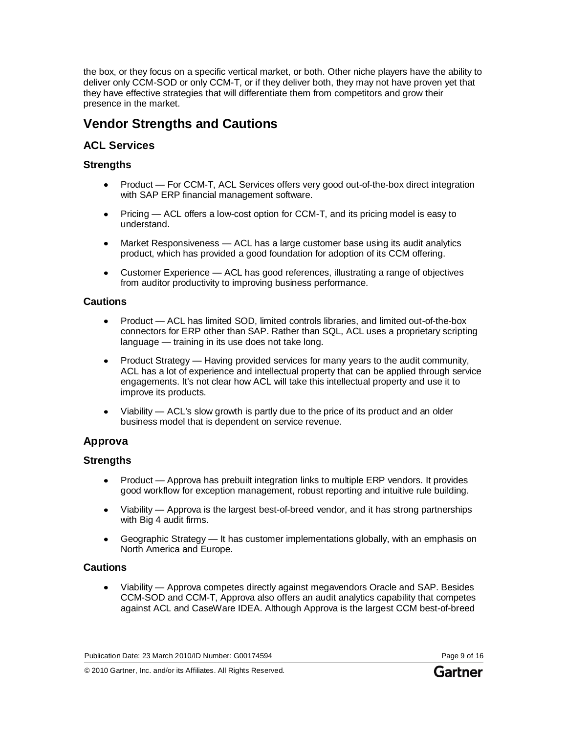the box, or they focus on a specific vertical market, or both. Other niche players have the ability to deliver only CCM-SOD or only CCM-T, or if they deliver both, they may not have proven yet that they have effective strategies that will differentiate them from competitors and grow their presence in the market.

## Vendor Strengths and Cautions

### ACL Services

#### Strengths

- Product — For CCM-T, ACL Services offers very good out-of-the-box direct integration with SAP ERP financial management software.
- Pricing — ACL offers a low-cost option for CCM-T, and its pricing model is easy to understand.
- Market Responsiveness — ACL has a large customer base using its audit analytics product, which has provided a good foundation for adoption of its CCM offering.
- Customer Experience — ACL has good references, illustrating a range of objectives from auditor productivity to improving business performance.

#### Cautions

- Product — ACL has limited SOD, limited controls libraries, and limited out-of-the-box connectors for ERP other than SAP. Rather than SQL, ACL uses a proprietary scripting language — training in its use does not take long.
- Product Strategy — Having provided services for many years to the audit community, ACL has a lot of experience and intellectual property that can be applied through service engagements. It's not clear how ACL will take this intellectual property and use it to improve its products.
- Viability — ACL's slow growth is partly due to the price of its product and an older business model that is dependent on service revenue.

### Approva

#### Strengths

- Product — Approva has prebuilt integration links to multiple ERP vendors. It provides good workflow for exception management, robust reporting and intuitive rule building.
- Viability — Approva is the largest best-of-breed vendor, and it has strong partnerships with Big 4 audit firms.
- Geographic Strategy — It has customer implementations globally, with an emphasis on North America and Europe.

#### Cautions

- Viability — Approva competes directly against megavendors Oracle and SAP. Besides CCM-SOD and CCM-T, Approva also offers an audit analytics capability that competes against ACL and CaseWare IDEA. Although Approva is the largest CCM best-of-breed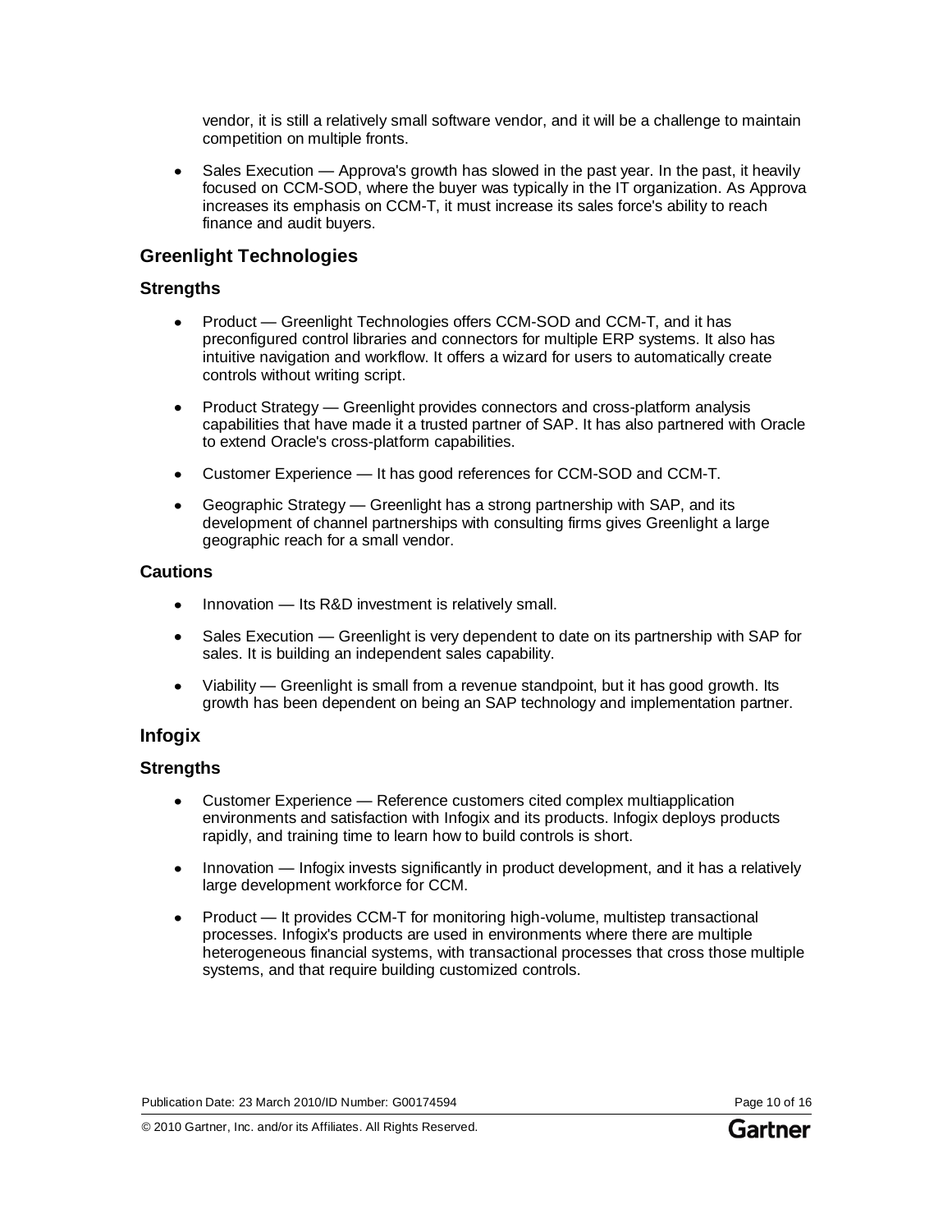vendor, it is still a relatively small software vendor, and it will be a challenge to maintain competition on multiple fronts.

- Sales Execution — Approva's growth has slowed in the past year. In the past, it heavily focused on CCM-SOD, where the buyer was typically in the IT organization. As Approva increases its emphasis on CCM-T, it must increase its sales force's ability to reach finance and audit buyers.

## Greenlight Technologies

### Strengths

- Product — Greenlight Technologies offers CCM-SOD and CCM-T, and it has preconfigured control libraries and connectors for multiple ERP systems. It also has intuitive navigation and workflow. It offers a wizard for users to automatically create controls without writing script.
- Product Strategy — Greenlight provides connectors and cross-platform analysis capabilities that have made it a trusted partner of SAP. It has also partnered with Oracle to extend Oracle's cross-platform capabilities.
- Customer Experience — It has good references for CCM-SOD and CCM-T.
- Geographic Strategy — Greenlight has a strong partnership with SAP, and its development of channel partnerships with consulting firms gives Greenlight a large geographic reach for a small vendor.

### Cautions

- Innovation — Its R&D investment is relatively small.
- Sales Execution — Greenlight is very dependent to date on its partnership with SAP for sales. It is building an independent sales capability.
- Viability — Greenlight is small from a revenue standpoint, but it has good growth. Its growth has been dependent on being an SAP technology and implementation partner.

## Infogix

### Strengths

- Customer Experience — Reference customers cited complex multiapplication environments and satisfaction with Infogix and its products. Infogix deploys products rapidly, and training time to learn how to build controls is short.
- Innovation — Infogix invests significantly in product development, and it has a relatively large development workforce for CCM.
- Product — It provides CCM-T for monitoring high-volume, multistep transactional processes. Infogix's products are used in environments where there are multiple heterogeneous financial systems, with transactional processes that cross those multiple systems, and that require building customized controls.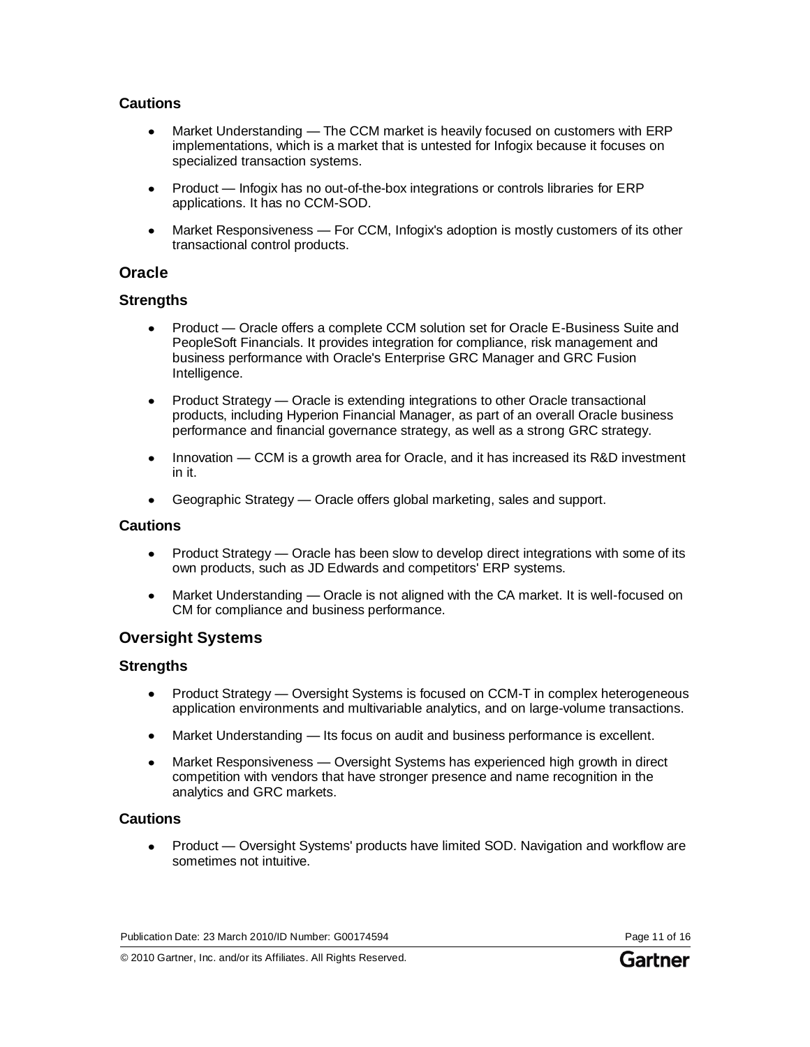### Cautions

- Market Understanding — The CCM market is heavily focused on customers with ERP implementations, which is a market that is untested for Infogix because it focuses on specialized transaction systems.
- Product — Infogix has no out-of-the-box integrations or controls libraries for ERP applications. It has no CCM-SOD.
- Market Responsiveness — For CCM, Infogix's adoption is mostly customers of its other transactional control products.

## Oracle

### Strengths

- Product — Oracle offers a complete CCM solution set for Oracle E-Business Suite and PeopleSoft Financials. It provides integration for compliance, risk management and business performance with Oracle's Enterprise GRC Manager and GRC Fusion Intelligence.
- Product Strategy — Oracle is extending integrations to other Oracle transactional products, including Hyperion Financial Manager, as part of an overall Oracle business performance and financial governance strategy, as well as a strong GRC strategy.
- Innovation — CCM is a growth area for Oracle, and it has increased its R&D investment in it.
- Geographic Strategy — Oracle offers global marketing, sales and support.

### Cautions

- Product Strategy — Oracle has been slow to develop direct integrations with some of its own products, such as JD Edwards and competitors' ERP systems.
- Market Understanding — Oracle is not aligned with the CA market. It is well-focused on CM for compliance and business performance.

## Oversight Systems

### Strengths

- Product Strategy — Oversight Systems is focused on CCM-T in complex heterogeneous application environments and multivariable analytics, and on large-volume transactions.
- Market Understanding — Its focus on audit and business performance is excellent.
- Market Responsiveness — Oversight Systems has experienced high growth in direct competition with vendors that have stronger presence and name recognition in the analytics and GRC markets.

### Cautions

- Product — Oversight Systems' products have limited SOD. Navigation and workflow are sometimes not intuitive.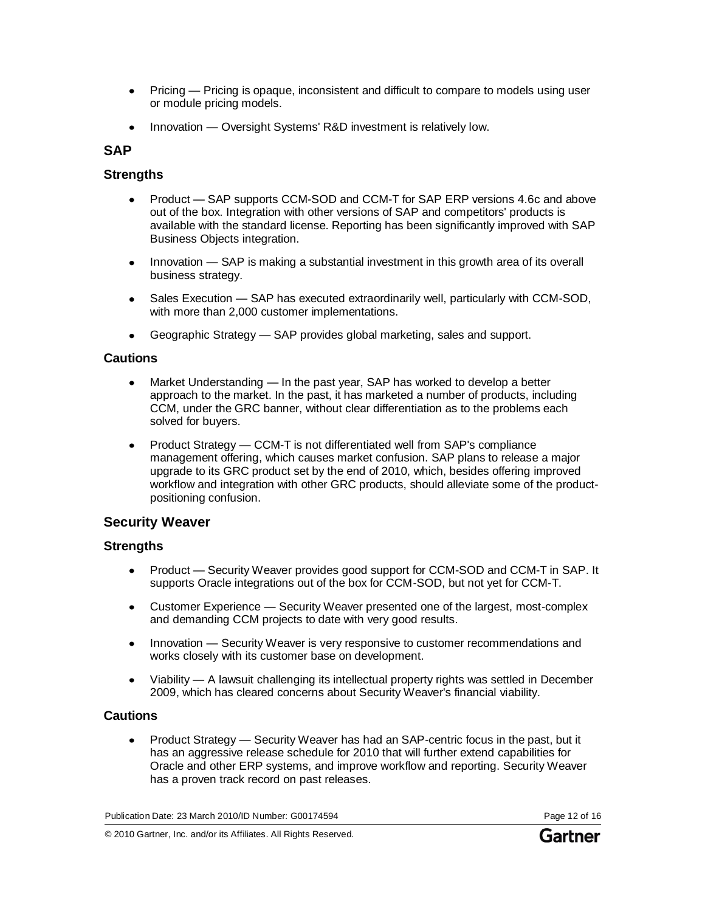- Pricing — Pricing is opaque, inconsistent and difficult to compare to models using user or module pricing models.
- Innovation — Oversight Systems' R&D investment is relatively low.

## SAP

### Strengths

- Product — SAP supports CCM-SOD and CCM-T for SAP ERP versions 4.6c and above out of the box. Integration with other versions of SAP and competitors' products is available with the standard license. Reporting has been significantly improved with SAP Business Objects integration.
- Innovation — SAP is making a substantial investment in this growth area of its overall business strategy.
- Sales Execution — SAP has executed extraordinarily well, particularly with CCM-SOD, with more than 2,000 customer implementations.
- Geographic Strategy — SAP provides global marketing, sales and support.

### Cautions

- Market Understanding — In the past year, SAP has worked to develop a better approach to the market. In the past, it has marketed a number of products, including CCM, under the GRC banner, without clear differentiation as to the problems each solved for buyers.
- Product Strategy — CCM-T is not differentiated well from SAP's compliance management offering, which causes market confusion. SAP plans to release a major upgrade to its GRC product set by the end of 2010, which, besides offering improved workflow and integration with other GRC products, should alleviate some of the product-positioning confusion.

## Security Weaver

### Strengths

- Product — Security Weaver provides good support for CCM-SOD and CCM-T in SAP. It supports Oracle integrations out of the box for CCM-SOD, but not yet for CCM-T.
- Customer Experience — Security Weaver presented one of the largest, most-complex and demanding CCM projects to date with very good results.
- Innovation — Security Weaver is very responsive to customer recommendations and works closely with its customer base on development.
- Viability — A lawsuit challenging its intellectual property rights was settled in December 2009, which has cleared concerns about Security Weaver's financial viability.

### Cautions

- Product Strategy — Security Weaver has had an SAP-centric focus in the past, but it has an aggressive release schedule for 2010 that will further extend capabilities for Oracle and other ERP systems, and improve workflow and reporting. Security Weaver has a proven track record on past releases.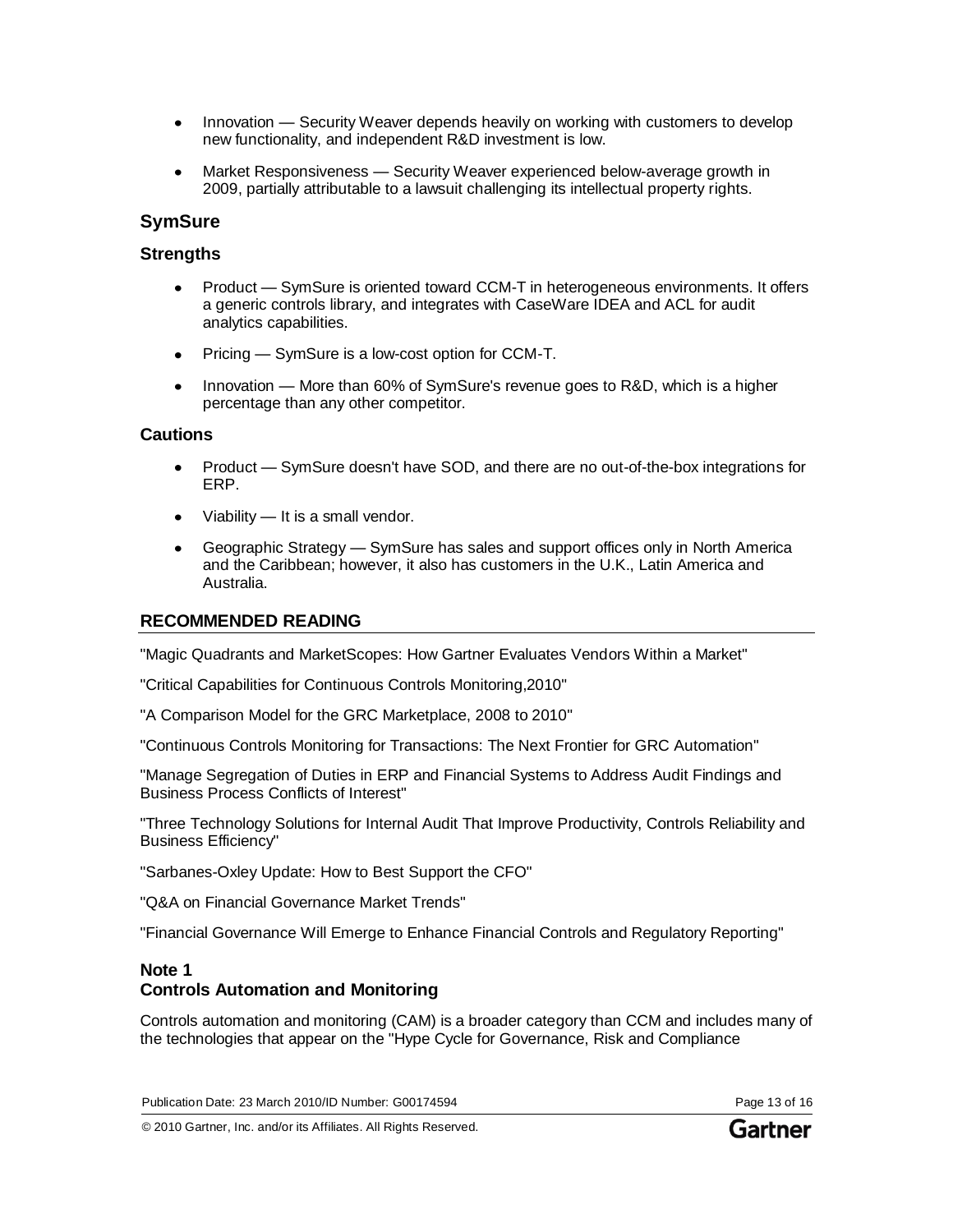- Innovation — Security Weaver depends heavily on working with customers to develop new functionality, and independent R&D investment is low.
- Market Responsiveness — Security Weaver experienced below-average growth in 2009, partially attributable to a lawsuit challenging its intellectual property rights.

### SymSure

#### Strengths

- Product — SymSure is oriented toward CCM-T in heterogeneous environments. It offers a generic controls library, and integrates with CaseWare IDEA and ACL for audit analytics capabilities.
- Pricing — SymSure is a low-cost option for CCM-T.
- Innovation — More than 60% of SymSure's revenue goes to R&D, which is a higher percentage than any other competitor.

#### Cautions

- Product — SymSure doesn't have SOD, and there are no out-of-the-box integrations for ERP.
- Viability — It is a small vendor.
- Geographic Strategy — SymSure has sales and support offices only in North America and the Caribbean; however, it also has customers in the U.K., Latin America and Australia.

## RECOMMENDED READING

"Magic Quadrants and MarketScopes: How Gartner Evaluates Vendors Within a Market"

"Critical Capabilities for Continuous Controls Monitoring,2010"

"A Comparison Model for the GRC Marketplace, 2008 to 2010"

"Continuous Controls Monitoring for Transactions: The Next Frontier for GRC Automation"

"Manage Segregation of Duties in ERP and Financial Systems to Address Audit Findings and Business Process Conflicts of Interest"

"Three Technology Solutions for Internal Audit That Improve Productivity, Controls Reliability and Business Efficiency"

"Sarbanes-Oxley Update: How to Best Support the CFO"

"Q&A on Financial Governance Market Trends"

"Financial Governance Will Emerge to Enhance Financial Controls and Regulatory Reporting"

### Note 1
### Controls Automation and Monitoring

Controls automation and monitoring (CAM) is a broader category than CCM and includes many of the technologies that appear on the "Hype Cycle for Governance, Risk and Compliance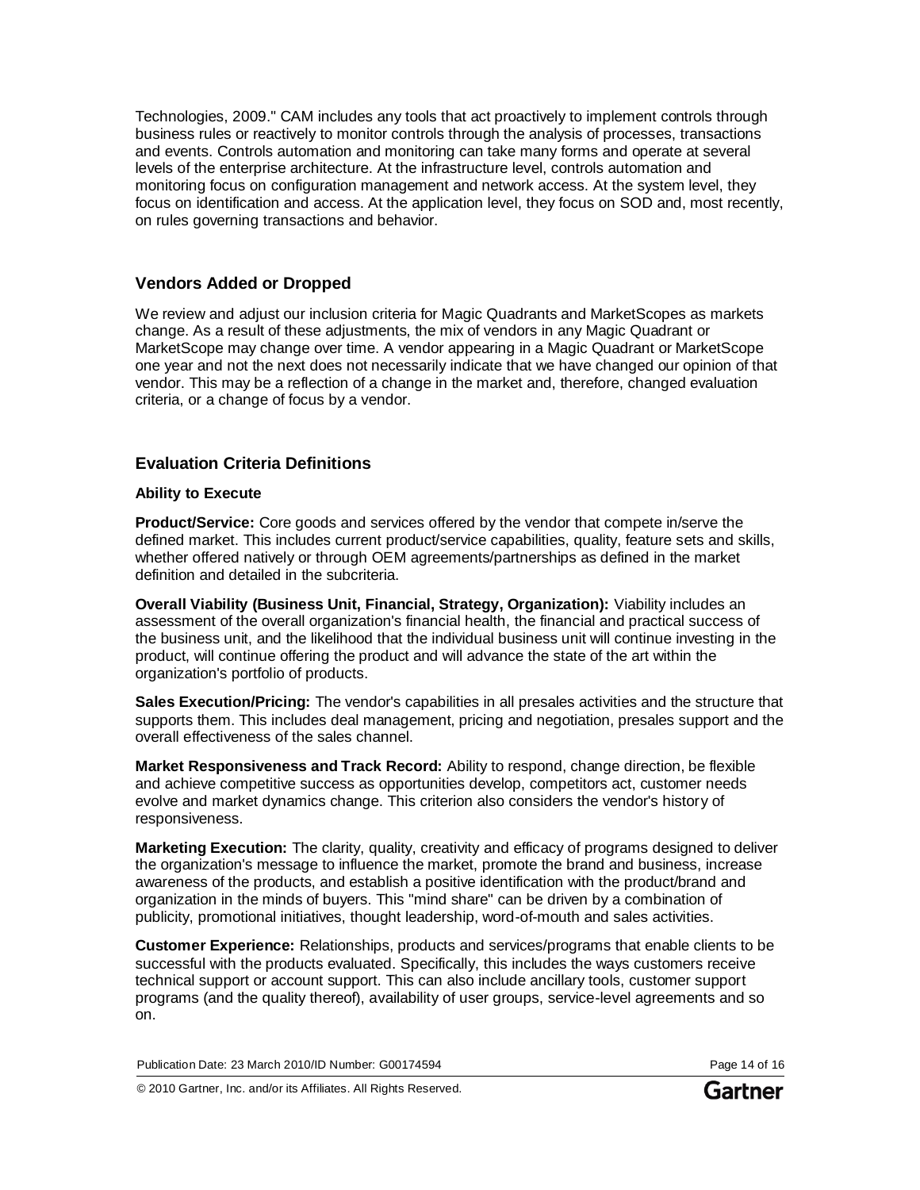Technologies, 2009." CAM includes any tools that act proactively to implement controls through business rules or reactively to monitor controls through the analysis of processes, transactions and events. Controls automation and monitoring can take many forms and operate at several levels of the enterprise architecture. At the infrastructure level, controls automation and monitoring focus on configuration management and network access. At the system level, they focus on identification and access. At the application level, they focus on SOD and, most recently, on rules governing transactions and behavior.

## Vendors Added or Dropped

We review and adjust our inclusion criteria for Magic Quadrants and MarketScopes as markets change. As a result of these adjustments, the mix of vendors in any Magic Quadrant or MarketScope may change over time. A vendor appearing in a Magic Quadrant or MarketScope one year and not the next does not necessarily indicate that we have changed our opinion of that vendor. This may be a reflection of a change in the market and, therefore, changed evaluation criteria, or a change of focus by a vendor.

## Evaluation Criteria Definitions

### Ability to Execute

**Product/Service:** Core goods and services offered by the vendor that compete in/serve the defined market. This includes current product/service capabilities, quality, feature sets and skills, whether offered natively or through OEM agreements/partnerships as defined in the market definition and detailed in the subcriteria.

**Overall Viability (Business Unit, Financial, Strategy, Organization):** Viability includes an assessment of the overall organization's financial health, the financial and practical success of the business unit, and the likelihood that the individual business unit will continue investing in the product, will continue offering the product and will advance the state of the art within the organization's portfolio of products.

**Sales Execution/Pricing:** The vendor's capabilities in all presales activities and the structure that supports them. This includes deal management, pricing and negotiation, presales support and the overall effectiveness of the sales channel.

**Market Responsiveness and Track Record:** Ability to respond, change direction, be flexible and achieve competitive success as opportunities develop, competitors act, customer needs evolve and market dynamics change. This criterion also considers the vendor's history of responsiveness.

**Marketing Execution:** The clarity, quality, creativity and efficacy of programs designed to deliver the organization's message to influence the market, promote the brand and business, increase awareness of the products, and establish a positive identification with the product/brand and organization in the minds of buyers. This "mind share" can be driven by a combination of publicity, promotional initiatives, thought leadership, word-of-mouth and sales activities.

**Customer Experience:** Relationships, products and services/programs that enable clients to be successful with the products evaluated. Specifically, this includes the ways customers receive technical support or account support. This can also include ancillary tools, customer support programs (and the quality thereof), availability of user groups, service-level agreements and so on.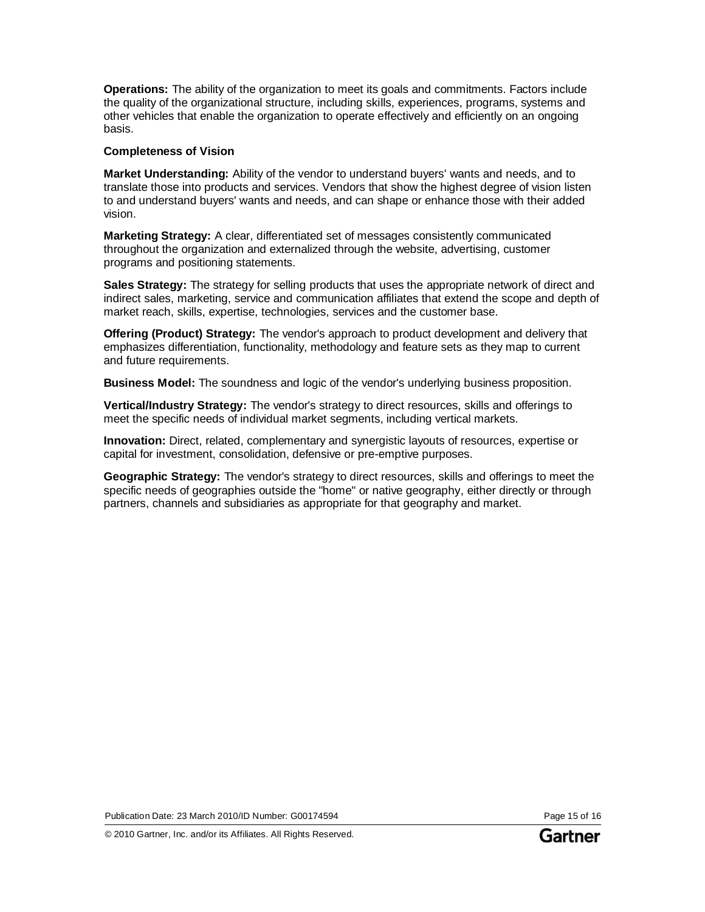**Operations:** The ability of the organization to meet its goals and commitments. Factors include the quality of the organizational structure, including skills, experiences, programs, systems and other vehicles that enable the organization to operate effectively and efficiently on an ongoing basis.

**Completeness of Vision**

**Market Understanding:** Ability of the vendor to understand buyers' wants and needs, and to translate those into products and services. Vendors that show the highest degree of vision listen to and understand buyers' wants and needs, and can shape or enhance those with their added vision.

**Marketing Strategy:** A clear, differentiated set of messages consistently communicated throughout the organization and externalized through the website, advertising, customer programs and positioning statements.

**Sales Strategy:** The strategy for selling products that uses the appropriate network of direct and indirect sales, marketing, service and communication affiliates that extend the scope and depth of market reach, skills, expertise, technologies, services and the customer base.

**Offering (Product) Strategy:** The vendor's approach to product development and delivery that emphasizes differentiation, functionality, methodology and feature sets as they map to current and future requirements.

**Business Model:** The soundness and logic of the vendor's underlying business proposition.

**Vertical/Industry Strategy:** The vendor's strategy to direct resources, skills and offerings to meet the specific needs of individual market segments, including vertical markets.

**Innovation:** Direct, related, complementary and synergistic layouts of resources, expertise or capital for investment, consolidation, defensive or pre-emptive purposes.

**Geographic Strategy:** The vendor's strategy to direct resources, skills and offerings to meet the specific needs of geographies outside the "home" or native geography, either directly or through partners, channels and subsidiaries as appropriate for that geography and market.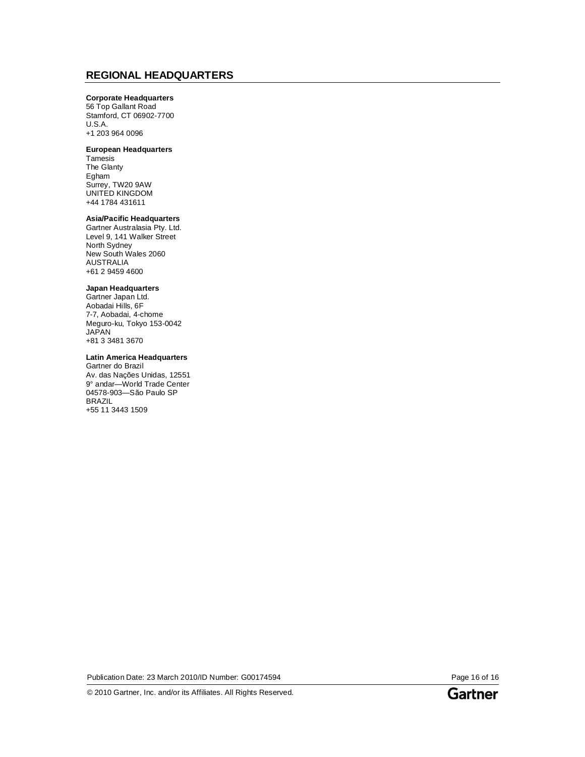## REGIONAL HEADQUARTERS

**Corporate Headquarters**
56 Top Gallant Road
Stamford, CT 06902-7700
U.S.A.
+1 203 964 0096

**European Headquarters**
Tamesis
The Glanty
Egham
Surrey, TW20 9AW
UNITED KINGDOM
+44 1784 431611

**Asia/Pacific Headquarters**
Gartner Australasia Pty. Ltd.
Level 9, 141 Walker Street
North Sydney
New South Wales 2060
AUSTRALIA
+61 2 9459 4600

**Japan Headquarters**
Gartner Japan Ltd.
Aobadai Hills, 6F
7-7, Aobadai, 4-chome
Meguro-ku, Tokyo 153-0042
JAPAN
+81 3 3481 3670

**Latin America Headquarters**
Gartner do Brazil
Av. das Nações Unidas, 12551
9° andar—World Trade Center
04578-903—São Paulo SP
BRAZIL
+55 11 3443 1509